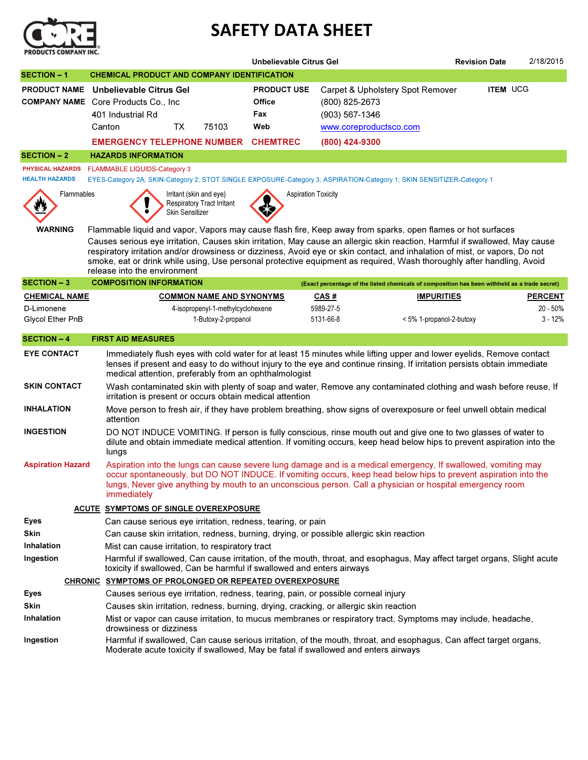CORE PRODUCTS COMPANY INC.

# SAFETY DATA SHEET

**Unbelievable Citrus Gel** **Revision Date** 2/18/2015

## SECTION – 1 CHEMICAL PRODUCT AND COMPANY IDENTIFICATION

| | | | | |
|---|---|---|---|---|
| **PRODUCT NAME** | **Unbelievable Citrus Gel** | **PRODUCT USE** | Carpet & Upholstery Spot Remover | **ITEM** UCG |
| **COMPANY NAME** | Core Products Co., Inc | **Office** | (800) 825-2673 | |
| | 401 Industrial Rd | **Fax** | (903) 567-1346 | |
| | Canton TX 75103 | **Web** | www.coreproductsco.com | |
| | **EMERGENCY TELEPHONE NUMBER** | **CHEMTREC** | **(800) 424-9300** | |

## SECTION – 2 HAZARDS INFORMATION

**PHYSICAL HAZARDS** FLAMMABLE LIQUIDS-Category 3

**HEALTH HAZARDS** EYES-Category 2A; SKIN-Category 2; STOT SINGLE EXPOSURE-Category 3; ASPIRATION-Category 1; SKIN SENSITIZER-Category 1

Flammables

Irritant (skin and eye)
Respiratory Tract Irritant
Skin Sensitizer

Aspiration Toxicity

**WARNING** Flammable liquid and vapor, Vapors may cause flash fire, Keep away from sparks, open flames or hot surfaces
Causes serious eye irritation, Causes skin irritation, May cause an allergic skin reaction, Harmful if swallowed, May cause respiratory irritation and/or drowsiness or dizziness, Avoid eye or skin contact, and inhalation of mist, or vapors, Do not smoke, eat or drink while using, Use personal protective equipment as required, Wash thoroughly after handling, Avoid release into the environment

## SECTION – 3 COMPOSITION INFORMATION

**(Exact percentage of the listed chemicals of composition has been withheld as a trade secret)**

| CHEMICAL NAME | COMMON NAME AND SYNONYMS | CAS # | IMPURITIES | PERCENT |
|---|---|---|---|---|
| D-Limonene | 4-isopropenyl-1-methylcyclohexene | 5989-27-5 | | 20 - 50% |
| Glycol Ether PnB | 1-Butoxy-2-propanol | 5131-66-8 | < 5% 1-propanol-2-butoxy | 3 - 12% |

## SECTION – 4 FIRST AID MEASURES

**EYE CONTACT** Immediately flush eyes with cold water for at least 15 minutes while lifting upper and lower eyelids, Remove contact lenses if present and easy to do without injury to the eye and continue rinsing, If irritation persists obtain immediate medical attention, preferably from an ophthalmologist

**SKIN CONTACT** Wash contaminated skin with plenty of soap and water, Remove any contaminated clothing and wash before reuse, If irritation is present or occurs obtain medical attention

**INHALATION** Move person to fresh air, if they have problem breathing, show signs of overexposure or feel unwell obtain medical attention

**INGESTION** DO NOT INDUCE VOMITING. If person is fully conscious, rinse mouth out and give one to two glasses of water to dilute and obtain immediate medical attention. If vomiting occurs, keep head below hips to prevent aspiration into the lungs

**Aspiration Hazard** Aspiration into the lungs can cause severe lung damage and is a medical emergency, If swallowed, vomiting may occur spontaneously, but DO NOT INDUCE. If vomiting occurs, keep head below hips to prevent aspiration into the lungs, Never give anything by mouth to an unconscious person. Call a physician or hospital emergency room immediately

### ACUTE SYMPTOMS OF SINGLE OVEREXPOSURE

**Eyes** Can cause serious eye irritation, redness, tearing, or pain

**Skin** Can cause skin irritation, redness, burning, drying, or possible allergic skin reaction

**Inhalation** Mist can cause irritation, to respiratory tract

**Ingestion** Harmful if swallowed, Can cause irritation, of the mouth, throat, and esophagus, May affect target organs, Slight acute toxicity if swallowed, Can be harmful if swallowed and enters airways

### CHRONIC SYMPTOMS OF PROLONGED OR REPEATED OVEREXPOSURE

**Eyes** Causes serious eye irritation, redness, tearing, pain, or possible corneal injury

**Skin** Causes skin irritation, redness, burning, drying, cracking, or allergic skin reaction

**Inhalation** Mist or vapor can cause irritation, to mucus membranes or respiratory tract, Symptoms may include, headache, drowsiness or dizziness

**Ingestion** Harmful if swallowed, Can cause serious irritation, of the mouth, throat, and esophagus, Can affect target organs, Moderate acute toxicity if swallowed, May be fatal if swallowed and enters airways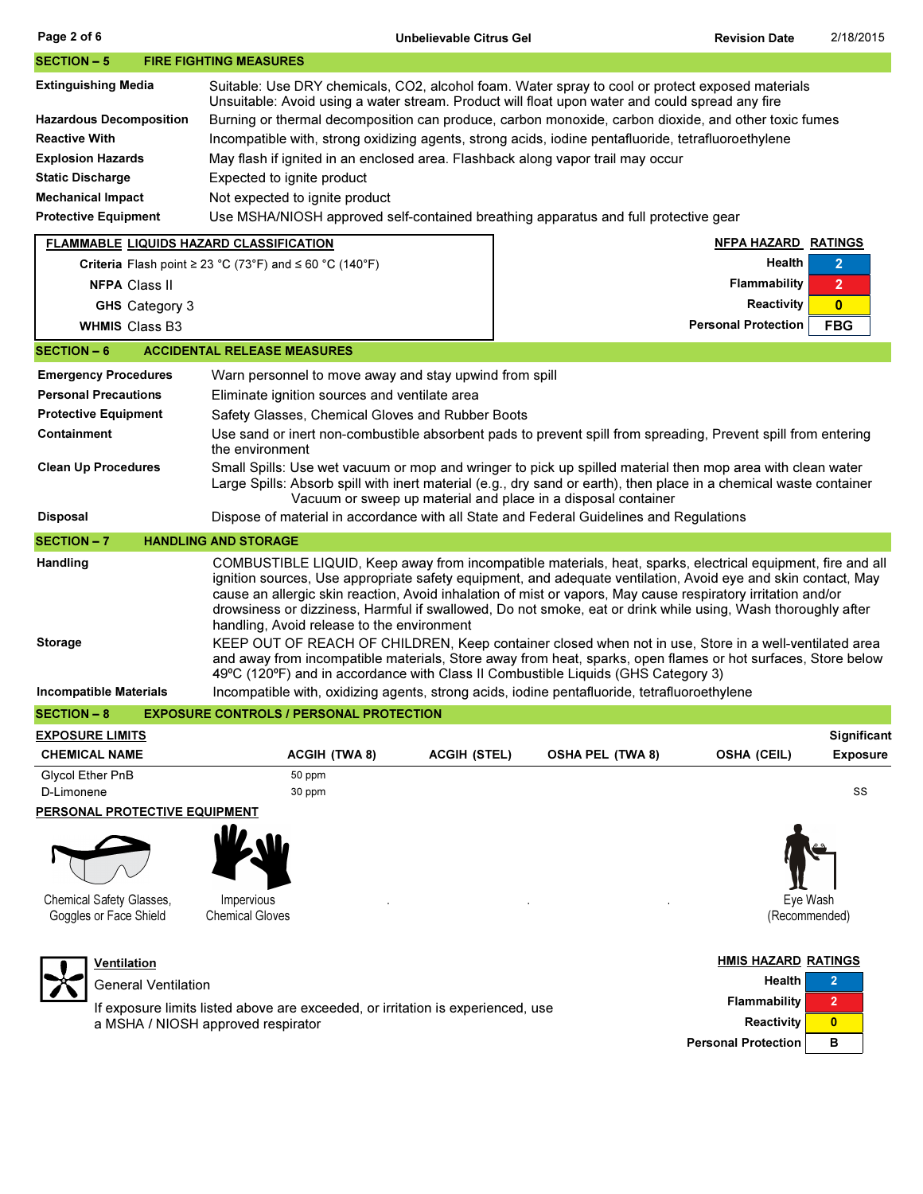## SECTION – 5 FIRE FIGHTING MEASURES

| | |
|---|---|
| **Extinguishing Media** | Suitable: Use DRY chemicals, $CO_2$, alcohol foam. Water spray to cool or protect exposed materials<br>Unsuitable: Avoid using a water stream. Product will float upon water and could spread any fire |
| **Hazardous Decomposition** | Burning or thermal decomposition can produce, carbon monoxide, carbon dioxide, and other toxic fumes |
| **Reactive With** | Incompatible with, strong oxidizing agents, strong acids, iodine pentafluoride, tetrafluoroethylene |
| **Explosion Hazards** | May flash if ignited in an enclosed area. Flashback along vapor trail may occur |
| **Static Discharge** | Expected to ignite product |
| **Mechanical Impact** | Not expected to ignite product |
| **Protective Equipment** | Use MSHA/NIOSH approved self-contained breathing apparatus and full protective gear |

**FLAMMABLE LIQUIDS HAZARD CLASSIFICATION**

| | |
|---|---|
| **Criteria** | Flash point ≥ 23 °C (73°F) and ≤ 60 °C (140°F) |
| **NFPA** | Class II |
| **GHS** | Category 3 |
| **WHMIS** | Class B3 |

**NFPA HAZARD RATINGS**

| | |
|---|---|
| **Health** | 2 |
| **Flammability** | 2 |
| **Reactivity** | 0 |
| **Personal Protection** | FBG |

## SECTION – 6 ACCIDENTAL RELEASE MEASURES

| | |
|---|---|
| **Emergency Procedures** | Warn personnel to move away and stay upwind from spill |
| **Personal Precautions** | Eliminate ignition sources and ventilate area |
| **Protective Equipment** | Safety Glasses, Chemical Gloves and Rubber Boots |
| **Containment** | Use sand or inert non-combustible absorbent pads to prevent spill from spreading, Prevent spill from entering the environment |
| **Clean Up Procedures** | Small Spills: Use wet vacuum or mop and wringer to pick up spilled material then mop area with clean water<br>Large Spills: Absorb spill with inert material (e.g., dry sand or earth), then place in a chemical waste container Vacuum or sweep up material and place in a disposal container |
| **Disposal** | Dispose of material in accordance with all State and Federal Guidelines and Regulations |

## SECTION – 7 HANDLING AND STORAGE

| | |
|---|---|
| **Handling** | COMBUSTIBLE LIQUID, Keep away from incompatible materials, heat, sparks, electrical equipment, fire and all ignition sources, Use appropriate safety equipment, and adequate ventilation, Avoid eye and skin contact, May cause an allergic skin reaction, Avoid inhalation of mist or vapors, May cause respiratory irritation and/or drowsiness or dizziness, Harmful if swallowed, Do not smoke, eat or drink while using, Wash thoroughly after handling, Avoid release to the environment |
| **Storage** | KEEP OUT OF REACH OF CHILDREN, Keep container closed when not in use, Store in a well-ventilated area and away from incompatible materials, Store away from heat, sparks, open flames or hot surfaces, Store below 49ºC (120ºF) and in accordance with Class II Combustible Liquids (GHS Category 3) |
| **Incompatible Materials** | Incompatible with, oxidizing agents, strong acids, iodine pentafluoride, tetrafluoroethylene |

## SECTION – 8 EXPOSURE CONTROLS / PERSONAL PROTECTION

**EXPOSURE LIMITS**

| CHEMICAL NAME | ACGIH (TWA 8) | ACGIH (STEL) | OSHA PEL (TWA 8) | OSHA (CEIL) | Significant Exposure |
|---|---|---|---|---|---|
| Glycol Ether PnB | 50 ppm | | | | |
| D-Limonene | 30 ppm | | | | SS |

**PERSONAL PROTECTIVE EQUIPMENT**

Chemical Safety Glasses, Goggles or Face Shield

Impervious Chemical Gloves

Eye Wash (Recommended)

**Ventilation**

General Ventilation

If exposure limits listed above are exceeded, or irritation is experienced, use a MSHA / NIOSH approved respirator

**HMIS HAZARD RATINGS**

| | |
|---|---|
| **Health** | 2 |
| **Flammability** | 2 |
| **Reactivity** | 0 |
| **Personal Protection** | B |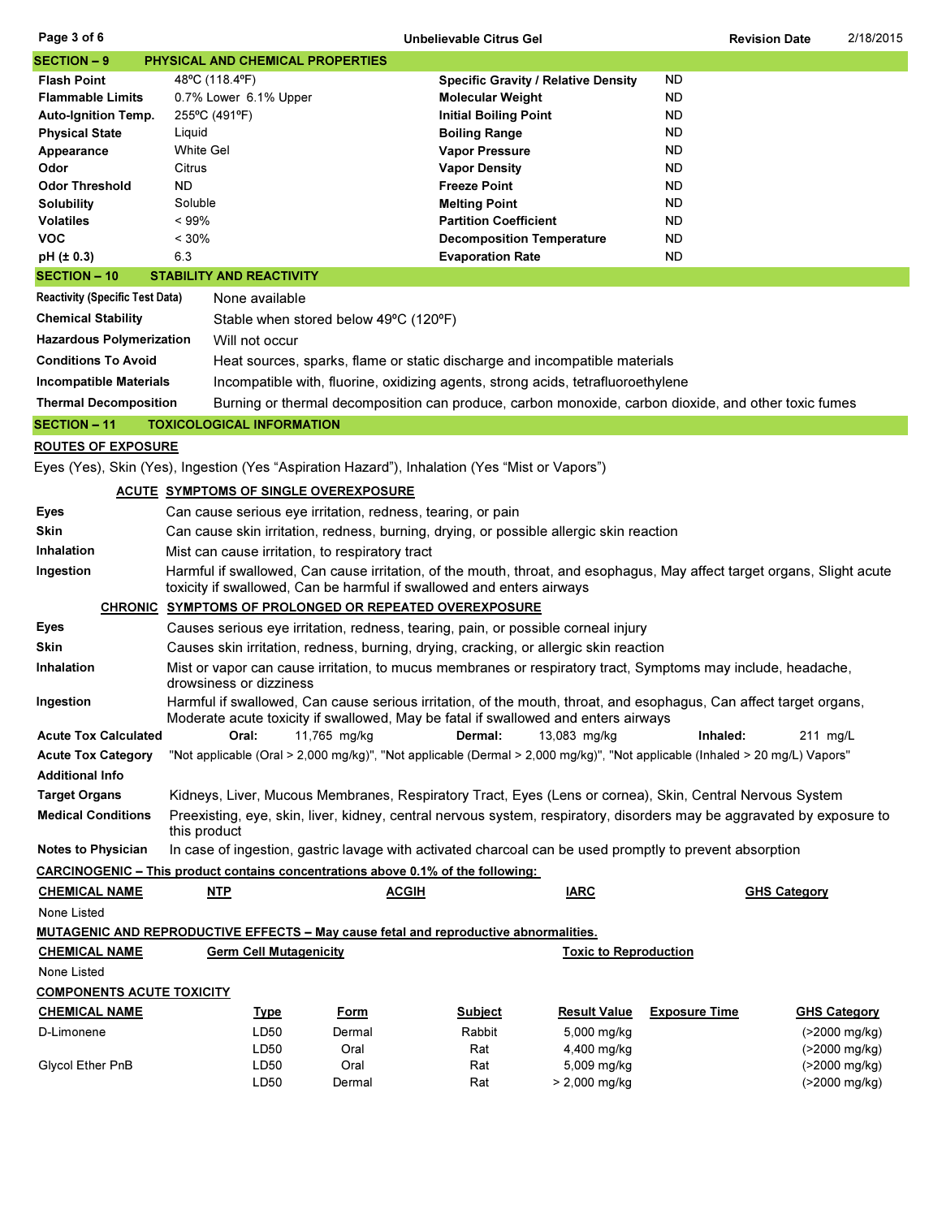## SECTION – 9 PHYSICAL AND CHEMICAL PROPERTIES

| | | | |
|---|---|---|---|
| **Flash Point** | 48ºC (118.4ºF) | **Specific Gravity / Relative Density** | ND |
| **Flammable Limits** | 0.7% Lower 6.1% Upper | **Molecular Weight** | ND |
| **Auto-Ignition Temp.** | 255ºC (491ºF) | **Initial Boiling Point** | ND |
| **Physical State** | Liquid | **Boiling Range** | ND |
| **Appearance** | White Gel | **Vapor Pressure** | ND |
| **Odor** | Citrus | **Vapor Density** | ND |
| **Odor Threshold** | ND | **Freeze Point** | ND |
| **Solubility** | Soluble | **Melting Point** | ND |
| **Volatiles** | < 99% | **Partition Coefficient** | ND |
| **VOC** | < 30% | **Decomposition Temperature** | ND |
| **pH (± 0.3)** | 6.3 | **Evaporation Rate** | ND |

## SECTION – 10 STABILITY AND REACTIVITY

| | |
|---|---|
| **Reactivity (Specific Test Data)** | None available |
| **Chemical Stability** | Stable when stored below 49ºC (120ºF) |
| **Hazardous Polymerization** | Will not occur |
| **Conditions To Avoid** | Heat sources, sparks, flame or static discharge and incompatible materials |
| **Incompatible Materials** | Incompatible with, fluorine, oxidizing agents, strong acids, tetrafluoroethylene |
| **Thermal Decomposition** | Burning or thermal decomposition can produce, carbon monoxide, carbon dioxide, and other toxic fumes |

## SECTION – 11 TOXICOLOGICAL INFORMATION

**ROUTES OF EXPOSURE**

Eyes (Yes), Skin (Yes), Ingestion (Yes "Aspiration Hazard"), Inhalation (Yes "Mist or Vapors")

**ACUTE SYMPTOMS OF SINGLE OVEREXPOSURE**

| | |
|---|---|
| **Eyes** | Can cause serious eye irritation, redness, tearing, or pain |
| **Skin** | Can cause skin irritation, redness, burning, drying, or possible allergic skin reaction |
| **Inhalation** | Mist can cause irritation, to respiratory tract |
| **Ingestion** | Harmful if swallowed, Can cause irritation, of the mouth, throat, and esophagus, May affect target organs, Slight acute toxicity if swallowed, Can be harmful if swallowed and enters airways |

**CHRONIC SYMPTOMS OF PROLONGED OR REPEATED OVEREXPOSURE**

| | |
|---|---|
| **Eyes** | Causes serious eye irritation, redness, tearing, pain, or possible corneal injury |
| **Skin** | Causes skin irritation, redness, burning, drying, cracking, or allergic skin reaction |
| **Inhalation** | Mist or vapor can cause irritation, to mucus membranes or respiratory tract, Symptoms may include, headache, drowsiness or dizziness |
| **Ingestion** | Harmful if swallowed, Can cause serious irritation, of the mouth, throat, and esophagus, Can affect target organs, Moderate acute toxicity if swallowed, May be fatal if swallowed and enters airways |

| | | | | | | |
|---|---|---|---|---|---|---|
| **Acute Tox Calculated** | **Oral:** | 11,765 mg/kg | **Dermal:** | 13,083 mg/kg | **Inhaled:** | 211 mg/L |

| | |
|---|---|
| **Acute Tox Category** | "Not applicable (Oral > 2,000 mg/kg)", "Not applicable (Dermal > 2,000 mg/kg)", "Not applicable (Inhaled > 20 mg/L) Vapors" |
| **Additional Info** | |
| **Target Organs** | Kidneys, Liver, Mucous Membranes, Respiratory Tract, Eyes (Lens or cornea), Skin, Central Nervous System |
| **Medical Conditions** | Preexisting, eye, skin, liver, kidney, central nervous system, respiratory, disorders may be aggravated by exposure to this product |
| **Notes to Physician** | In case of ingestion, gastric lavage with activated charcoal can be used promptly to prevent absorption |

**CARCINOGENIC – This product contains concentrations above 0.1% of the following:**

| CHEMICAL NAME | NTP | ACGIH | IARC | GHS Category |
|---|---|---|---|---|
| None Listed | | | | |

**MUTAGENIC AND REPRODUCTIVE EFFECTS – May cause fetal and reproductive abnormalities.**

| CHEMICAL NAME | Germ Cell Mutagenicity | Toxic to Reproduction |
|---|---|---|
| None Listed | | |

**COMPONENTS ACUTE TOXICITY**

| CHEMICAL NAME | Type | Form | Subject | Result Value | Exposure Time | GHS Category |
|---|---|---|---|---|---|---|
| D-Limonene | LD50 | Dermal | Rabbit | 5,000 mg/kg | | (>2000 mg/kg) |
| | LD50 | Oral | Rat | 4,400 mg/kg | | (>2000 mg/kg) |
| Glycol Ether PnB | LD50 | Oral | Rat | 5,009 mg/kg | | (>2000 mg/kg) |
| | LD50 | Dermal | Rat | > 2,000 mg/kg | | (>2000 mg/kg) |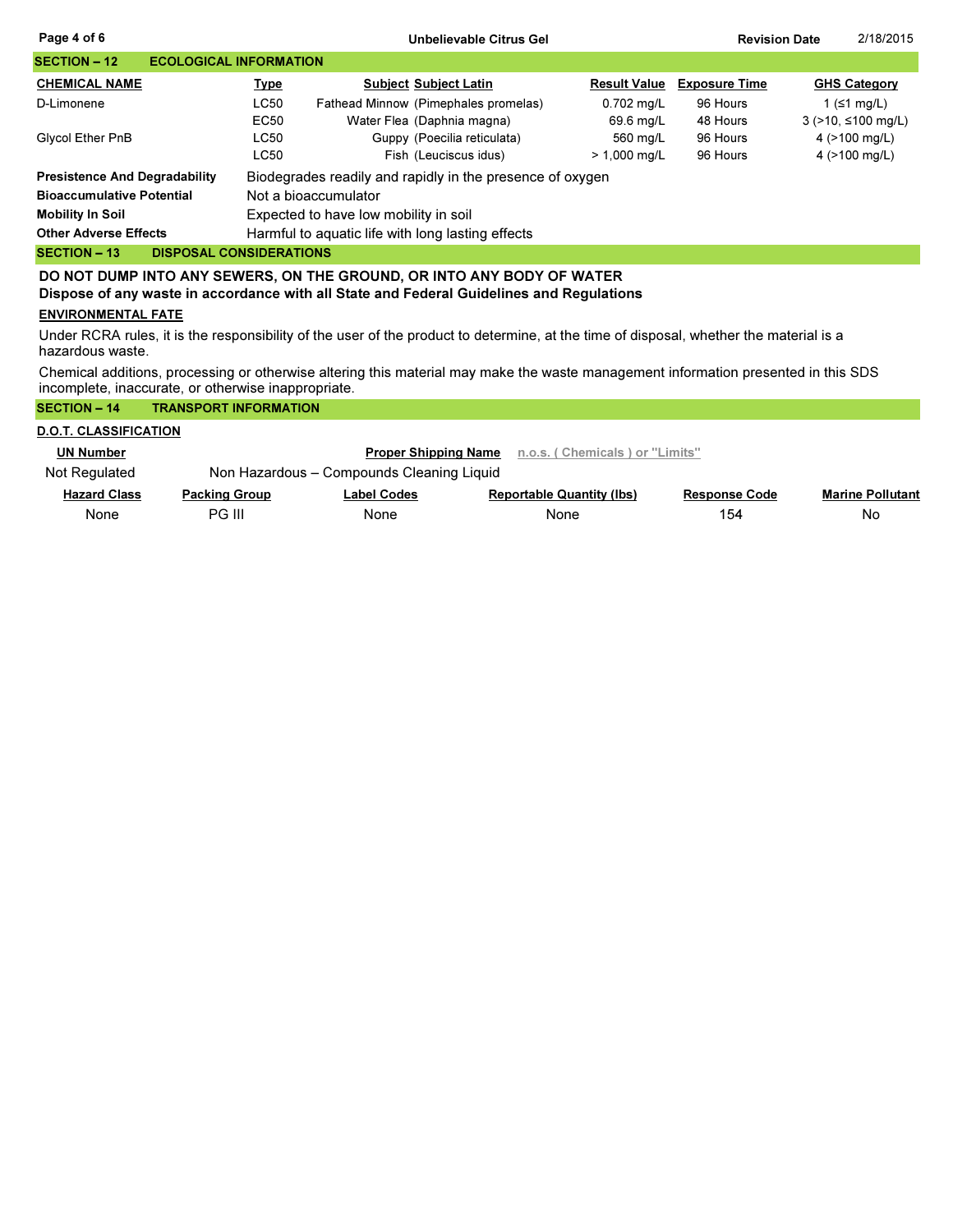## SECTION – 12 ECOLOGICAL INFORMATION

| CHEMICAL NAME | Type | Subject | Subject Latin | Result Value | Exposure Time | GHS Category |
|---|---|---|---|---|---|---|
| D-Limonene | LC50 | Fathead Minnow | (Pimephales promelas) | 0.702 mg/L | 96 Hours | 1 (≤1 mg/L) |
| | EC50 | Water Flea | (Daphnia magna) | 69.6 mg/L | 48 Hours | 3 (>10, ≤100 mg/L) |
| Glycol Ether PnB | LC50 | Guppy | (Poecilia reticulata) | 560 mg/L | 96 Hours | 4 (>100 mg/L) |
| | LC50 | Fish | (Leuciscus idus) | > 1,000 mg/L | 96 Hours | 4 (>100 mg/L) |

**Presistence And Degradability** Biodegrades readily and rapidly in the presence of oxygen

**Bioaccumulative Potential** Not a bioaccumulator

**Mobility In Soil** Expected to have low mobility in soil

**Other Adverse Effects** Harmful to aquatic life with long lasting effects

## SECTION – 13 DISPOSAL CONSIDERATIONS

**DO NOT DUMP INTO ANY SEWERS, ON THE GROUND, OR INTO ANY BODY OF WATER**
**Dispose of any waste in accordance with all State and Federal Guidelines and Regulations**

### ENVIRONMENTAL FATE

Under RCRA rules, it is the responsibility of the user of the product to determine, at the time of disposal, whether the material is a hazardous waste.

Chemical additions, processing or otherwise altering this material may make the waste management information presented in this SDS incomplete, inaccurate, or otherwise inappropriate.

## SECTION – 14 TRANSPORT INFORMATION

### D.O.T. CLASSIFICATION

| UN Number | Proper Shipping Name n.o.s. ( Chemicals ) or "Limits" |
|---|---|
| Not Regulated | Non Hazardous – Compounds Cleaning Liquid |

| Hazard Class | Packing Group | Label Codes | Reportable Quantity (lbs) | Response Code | Marine Pollutant |
|---|---|---|---|---|---|
| None | PG III | None | None | 154 | No |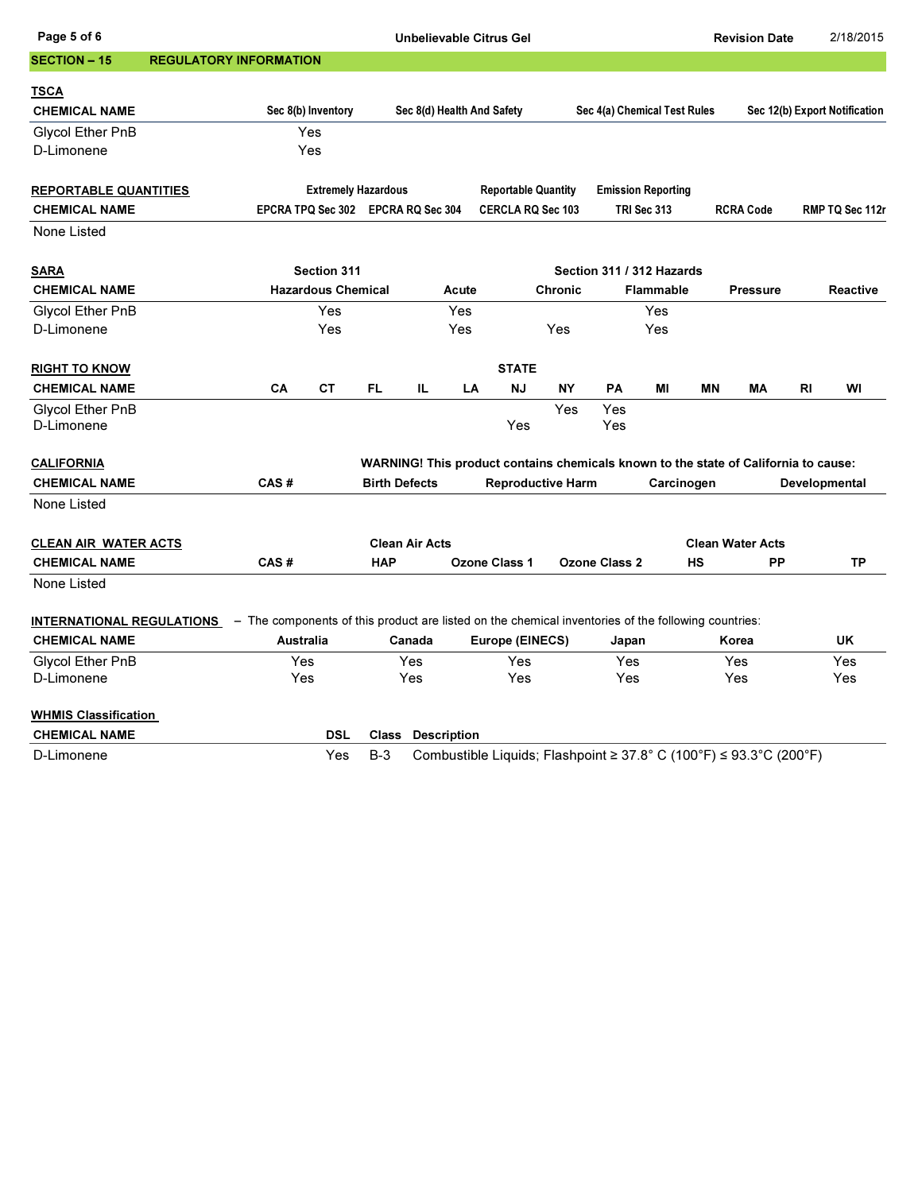## SECTION – 15 REGULATORY INFORMATION

**TSCA**

| CHEMICAL NAME | Sec 8(b) Inventory | Sec 8(d) Health And Safety | Sec 4(a) Chemical Test Rules | Sec 12(b) Export Notification |
|---|---|---|---|---|
| Glycol Ether PnB | Yes | | | |
| D-Limonene | Yes | | | |

**REPORTABLE QUANTITIES**

| | Extremely Hazardous | | Reportable Quantity | Emission Reporting | | |
|---|---|---|---|---|---|---|
| CHEMICAL NAME | EPCRA TPQ Sec 302 | EPCRA RQ Sec 304 | CERCLA RQ Sec 103 | TRI Sec 313 | RCRA Code | RMP TQ Sec 112r |
| None Listed | | | | | | |

**SARA**

| | Section 311 | Section 311 / 312 Hazards | | | | |
|---|---|---|---|---|---|---|
| CHEMICAL NAME | Hazardous Chemical | Acute | Chronic | Flammable | Pressure | Reactive |
| Glycol Ether PnB | Yes | Yes | | Yes | | |
| D-Limonene | Yes | Yes | Yes | Yes | | |

**RIGHT TO KNOW**

| | STATE | | | | | | | | | | | | |
|---|---|---|---|---|---|---|---|---|---|---|---|---|---|
| CHEMICAL NAME | CA | CT | FL | IL | LA | NJ | NY | PA | MI | MN | MA | RI | WI |
| Glycol Ether PnB | | | | | | | Yes | Yes | | | | | |
| D-Limonene | | | | | | Yes | | Yes | | | | | |

**CALIFORNIA**

WARNING! This product contains chemicals known to the state of California to cause:

| CHEMICAL NAME | CAS # | Birth Defects | Reproductive Harm | Carcinogen | Developmental |
|---|---|---|---|---|---|
| None Listed | | | | | |

**CLEAN AIR WATER ACTS**

| | | Clean Air Acts | | | Clean Water Acts | | |
|---|---|---|---|---|---|---|---|
| CHEMICAL NAME | CAS # | HAP | Ozone Class 1 | Ozone Class 2 | HS | PP | TP |
| None Listed | | | | | | | |

**INTERNATIONAL REGULATIONS** – The components of this product are listed on the chemical inventories of the following countries:

| CHEMICAL NAME | Australia | Canada | Europe (EINECS) | Japan | Korea | UK |
|---|---|---|---|---|---|---|
| Glycol Ether PnB | Yes | Yes | Yes | Yes | Yes | Yes |
| D-Limonene | Yes | Yes | Yes | Yes | Yes | Yes |

**WHMIS Classification**

| CHEMICAL NAME | DSL | Class | Description |
|---|---|---|---|
| D-Limonene | Yes | B-3 | Combustible Liquids; Flashpoint ≥ 37.8° C (100°F) ≤ 93.3°C (200°F) |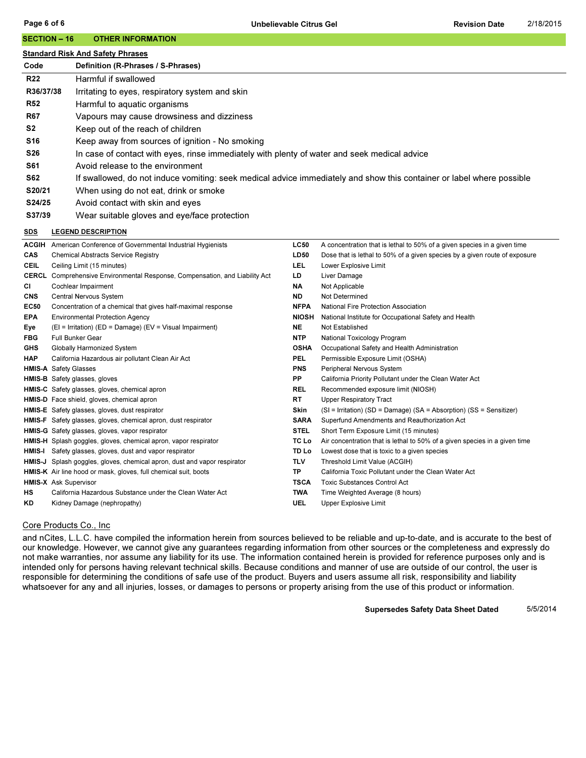## SECTION – 16 OTHER INFORMATION

### Standard Risk And Safety Phrases

| Code | Definition (R-Phrases / S-Phrases) |
|---|---|
| R22 | Harmful if swallowed |
| R36/37/38 | Irritating to eyes, respiratory system and skin |
| R52 | Harmful to aquatic organisms |
| R67 | Vapours may cause drowsiness and dizziness |
| S2 | Keep out of the reach of children |
| S16 | Keep away from sources of ignition - No smoking |
| S26 | In case of contact with eyes, rinse immediately with plenty of water and seek medical advice |
| S61 | Avoid release to the environment |
| S62 | If swallowed, do not induce vomiting: seek medical advice immediately and show this container or label where possible |
| S20/21 | When using do not eat, drink or smoke |
| S24/25 | Avoid contact with skin and eyes |
| S37/39 | Wear suitable gloves and eye/face protection |

| SDS | LEGEND DESCRIPTION |
|---|---|
| ACGIH | American Conference of Governmental Industrial Hygienists |
| CAS | Chemical Abstracts Service Registry |
| CEIL | Ceiling Limit (15 minutes) |
| CERCL | Comprehensive Environmental Response, Compensation, and Liability Act |
| CI | Cochlear Impairment |
| CNS | Central Nervous System |
| EC50 | Concentration of a chemical that gives half-maximal response |
| EPA | Environmental Protection Agency |
| Eye | (EI = Irritation) (ED = Damage) (EV = Visual Impairment) |
| FBG | Full Bunker Gear |
| GHS | Globally Harmonized System |
| HAP | California Hazardous air pollutant Clean Air Act |
| HMIS-A | Safety Glasses |
| HMIS-B | Safety glasses, gloves |
| HMIS-C | Safety glasses, gloves, chemical apron |
| HMIS-D | Face shield, gloves, chemical apron |
| HMIS-E | Safety glasses, gloves, dust respirator |
| HMIS-F | Safety glasses, gloves, chemical apron, dust respirator |
| HMIS-G | Safety glasses, gloves, vapor respirator |
| HMIS-H | Splash goggles, gloves, chemical apron, vapor respirator |
| HMIS-I | Safety glasses, gloves, dust and vapor respirator |
| HMIS-J | Splash goggles, gloves, chemical apron, dust and vapor respirator |
| HMIS-K | Air line hood or mask, gloves, full chemical suit, boots |
| HMIS-X | Ask Supervisor |
| HS | California Hazardous Substance under the Clean Water Act |
| KD | Kidney Damage (nephropathy) |
| LC50 | A concentration that is lethal to 50% of a given species in a given time |
| LD50 | Dose that is lethal to 50% of a given species by a given route of exposure |
| LEL | Lower Explosive Limit |
| LD | Liver Damage |
| NA | Not Applicable |
| ND | Not Determined |
| NFPA | National Fire Protection Association |
| NIOSH | National Institute for Occupational Safety and Health |
| NE | Not Established |
| NTP | National Toxicology Program |
| OSHA | Occupational Safety and Health Administration |
| PEL | Permissible Exposure Limit (OSHA) |
| PNS | Peripheral Nervous System |
| PP | California Priority Pollutant under the Clean Water Act |
| REL | Recommended exposure limit (NIOSH) |
| RT | Upper Respiratory Tract |
| Skin | (SI = Irritation) (SD = Damage) (SA = Absorption) (SS = Sensitizer) |
| SARA | Superfund Amendments and Reauthorization Act |
| STEL | Short Term Exposure Limit (15 minutes) |
| TC Lo | Air concentration that is lethal to 50% of a given species in a given time |
| TD Lo | Lowest dose that is toxic to a given species |
| TLV | Threshold Limit Value (ACGIH) |
| TP | California Toxic Pollutant under the Clean Water Act |
| TSCA | Toxic Substances Control Act |
| TWA | Time Weighted Average (8 hours) |
| UEL | Upper Explosive Limit |

Core Products Co., Inc

and nCites, L.L.C. have compiled the information herein from sources believed to be reliable and up-to-date, and is accurate to the best of our knowledge. However, we cannot give any guarantees regarding information from other sources or the completeness and expressly do not make warranties, nor assume any liability for its use. The information contained herein is provided for reference purposes only and is intended only for persons having relevant technical skills. Because conditions and manner of use are outside of our control, the user is responsible for determining the conditions of safe use of the product. Buyers and users assume all risk, responsibility and liability whatsoever for any and all injuries, losses, or damages to persons or property arising from the use of this product or information.

**Supersedes Safety Data Sheet Dated** 5/5/2014